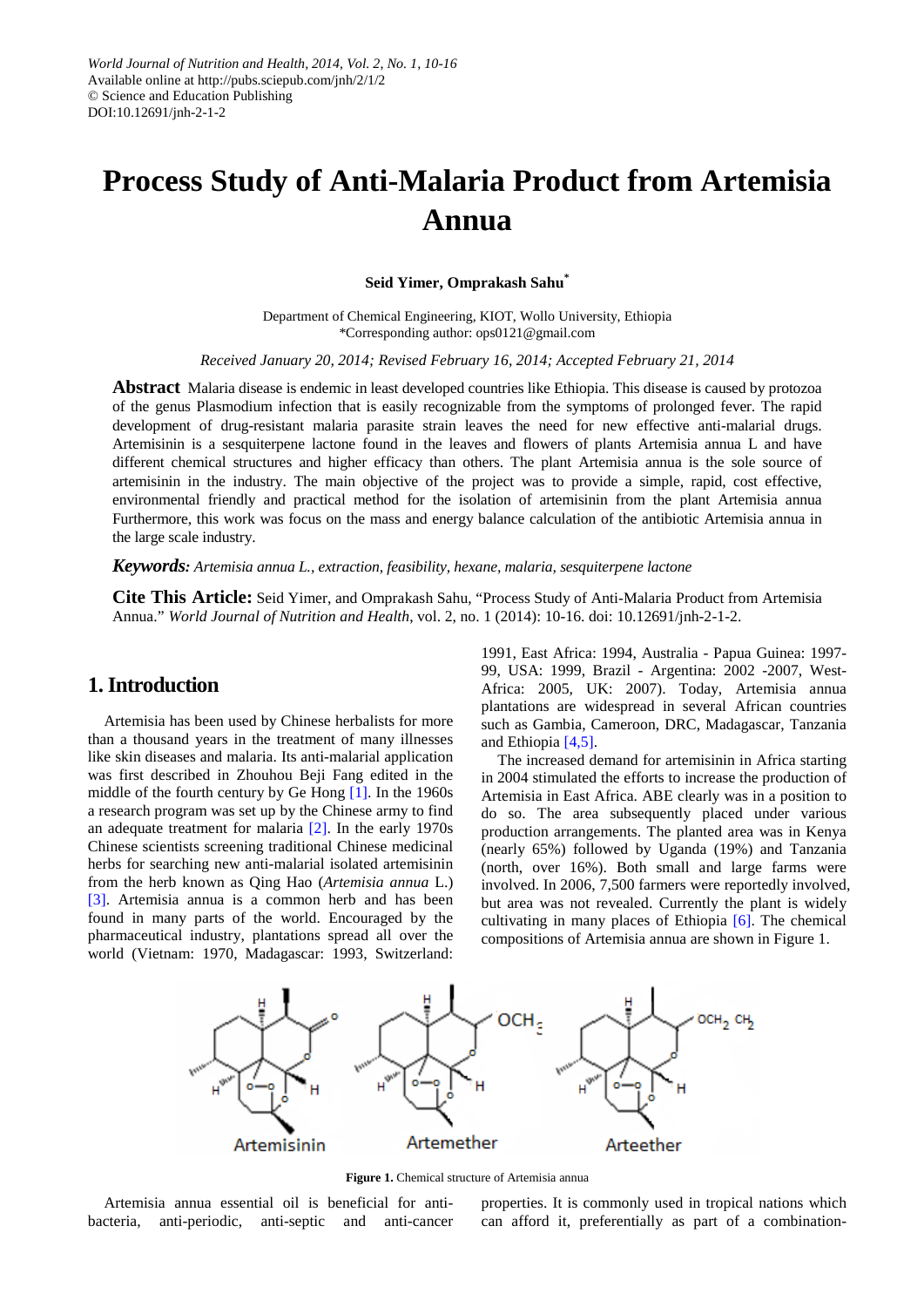# Process Study of Anti-Malaria Product from Artemisia Annua

**Seid Yimer, Omprakash Sahu***

Department of Chemical Engineering, KIOT, Wollo University, Ethiopia
*Corresponding author: ops0121@gmail.com

*Received January 20, 2014; Revised February 16, 2014; Accepted February 21, 2014*

**Abstract** Malaria disease is endemic in least developed countries like Ethiopia. This disease is caused by protozoa of the genus Plasmodium infection that is easily recognizable from the symptoms of prolonged fever. The rapid development of drug-resistant malaria parasite strain leaves the need for new effective anti-malarial drugs. Artemisinin is a sesquiterpene lactone found in the leaves and flowers of plants Artemisia annua L and have different chemical structures and higher efficacy than others. The plant Artemisia annua is the sole source of artemisinin in the industry. The main objective of the project was to provide a simple, rapid, cost effective, environmental friendly and practical method for the isolation of artemisinin from the plant Artemisia annua Furthermore, this work was focus on the mass and energy balance calculation of the antibiotic Artemisia annua in the large scale industry.

***Keywords:*** *Artemisia annua L., extraction, feasibility, hexane, malaria, sesquiterpene lactone*

**Cite This Article:** Seid Yimer, and Omprakash Sahu, "Process Study of Anti-Malaria Product from Artemisia Annua." *World Journal of Nutrition and Health*, vol. 2, no. 1 (2014): 10-16. doi: 10.12691/jnh-2-1-2.

## 1. Introduction

Artemisia has been used by Chinese herbalists for more than a thousand years in the treatment of many illnesses like skin diseases and malaria. Its anti-malarial application was first described in Zhouhou Beji Fang edited in the middle of the fourth century by Ge Hong [1]. In the 1960s a research program was set up by the Chinese army to find an adequate treatment for malaria [2]. In the early 1970s Chinese scientists screening traditional Chinese medicinal herbs for searching new anti-malarial isolated artemisinin from the herb known as Qing Hao (*Artemisia annua* L.) [3]. Artemisia annua is a common herb and has been found in many parts of the world. Encouraged by the pharmaceutical industry, plantations spread all over the world (Vietnam: 1970, Madagascar: 1993, Switzerland: 1991, East Africa: 1994, Australia - Papua Guinea: 1997-99, USA: 1999, Brazil - Argentina: 2002 -2007, West-Africa: 2005, UK: 2007). Today, Artemisia annua plantations are widespread in several African countries such as Gambia, Cameroon, DRC, Madagascar, Tanzania and Ethiopia [4,5].

The increased demand for artemisinin in Africa starting in 2004 stimulated the efforts to increase the production of Artemisia in East Africa. ABE clearly was in a position to do so. The area subsequently placed under various production arrangements. The planted area was in Kenya (nearly 65%) followed by Uganda (19%) and Tanzania (north, over 16%). Both small and large farms were involved. In 2006, 7,500 farmers were reportedly involved, but area was not revealed. Currently the plant is widely cultivating in many places of Ethiopia [6]. The chemical compositions of Artemisia annua are shown in Figure 1.

Artemisinin Artemether Arteether

**Figure 1.** Chemical structure of Artemisia annua

Artemisia annua essential oil is beneficial for anti-bacteria, anti-periodic, anti-septic and anti-cancer properties. It is commonly used in tropical nations which can afford it, preferentially as part of a combination-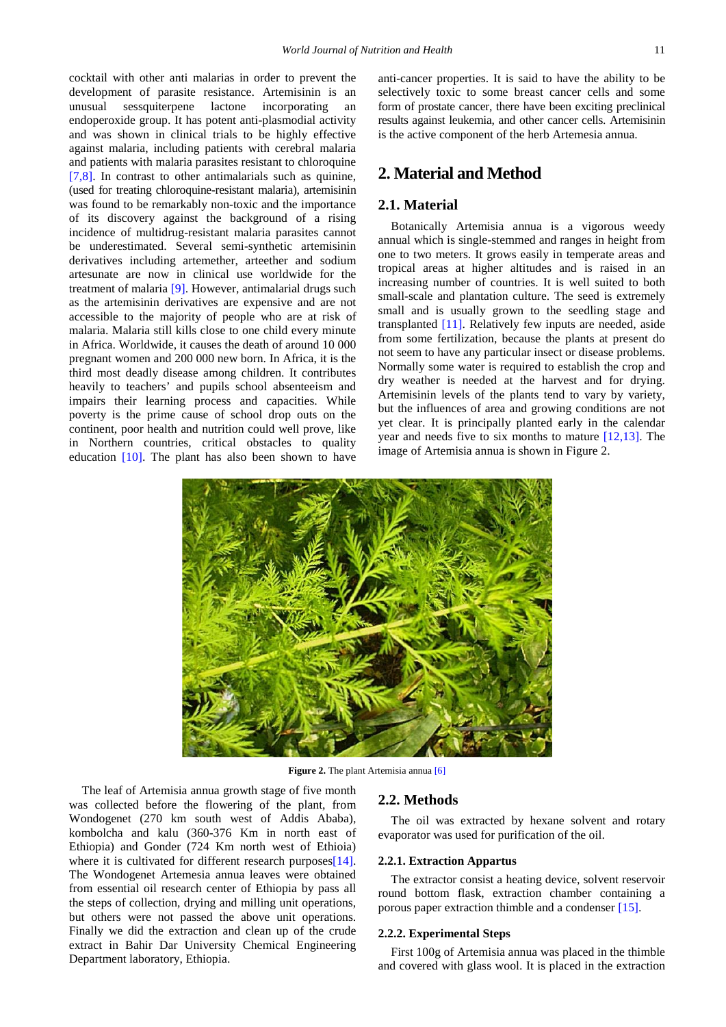cocktail with other anti malarias in order to prevent the development of parasite resistance. Artemisinin is an unusual sessquiterpene lactone incorporating an endoperoxide group. It has potent anti-plasmodial activity and was shown in clinical trials to be highly effective against malaria, including patients with cerebral malaria and patients with malaria parasites resistant to chloroquine [7,8]. In contrast to other antimalarials such as quinine, (used for treating chloroquine-resistant malaria), artemisinin was found to be remarkably non-toxic and the importance of its discovery against the background of a rising incidence of multidrug-resistant malaria parasites cannot be underestimated. Several semi-synthetic artemisinin derivatives including artemether, arteether and sodium artesunate are now in clinical use worldwide for the treatment of malaria [9]. However, antimalarial drugs such as the artemisinin derivatives are expensive and are not accessible to the majority of people who are at risk of malaria. Malaria still kills close to one child every minute in Africa. Worldwide, it causes the death of around 10 000 pregnant women and 200 000 new born. In Africa, it is the third most deadly disease among children. It contributes heavily to teachers' and pupils school absenteeism and impairs their learning process and capacities. While poverty is the prime cause of school drop outs on the continent, poor health and nutrition could well prove, like in Northern countries, critical obstacles to quality education [10]. The plant has also been shown to have anti-cancer properties. It is said to have the ability to be selectively toxic to some breast cancer cells and some form of prostate cancer, there have been exciting preclinical results against leukemia, and other cancer cells. Artemisinin is the active component of the herb Artemesia annua.

## 2. Material and Method

### 2.1. Material

Botanically Artemisia annua is a vigorous weedy annual which is single-stemmed and ranges in height from one to two meters. It grows easily in temperate areas and tropical areas at higher altitudes and is raised in an increasing number of countries. It is well suited to both small-scale and plantation culture. The seed is extremely small and is usually grown to the seedling stage and transplanted [11]. Relatively few inputs are needed, aside from some fertilization, because the plants at present do not seem to have any particular insect or disease problems. Normally some water is required to establish the crop and dry weather is needed at the harvest and for drying. Artemisinin levels of the plants tend to vary by variety, but the influences of area and growing conditions are not yet clear. It is principally planted early in the calendar year and needs five to six months to mature [12,13]. The image of Artemisia annua is shown in Figure 2.

**Figure 2.** The plant Artemisia annua [6]

The leaf of Artemisia annua growth stage of five month was collected before the flowering of the plant, from Wondogenet (270 km south west of Addis Ababa), kombolcha and kalu (360-376 Km in north east of Ethiopia) and Gonder (724 Km north west of Ethioia) where it is cultivated for different research purposes[14]. The Wondogenet Artemesia annua leaves were obtained from essential oil research center of Ethiopia by pass all the steps of collection, drying and milling unit operations, but others were not passed the above unit operations. Finally we did the extraction and clean up of the crude extract in Bahir Dar University Chemical Engineering Department laboratory, Ethiopia.

### 2.2. Methods

The oil was extracted by hexane solvent and rotary evaporator was used for purification of the oil.

#### 2.2.1. Extraction Appartus

The extractor consist a heating device, solvent reservoir round bottom flask, extraction chamber containing a porous paper extraction thimble and a condenser [15].

#### 2.2.2. Experimental Steps

First 100g of Artemisia annua was placed in the thimble and covered with glass wool. It is placed in the extraction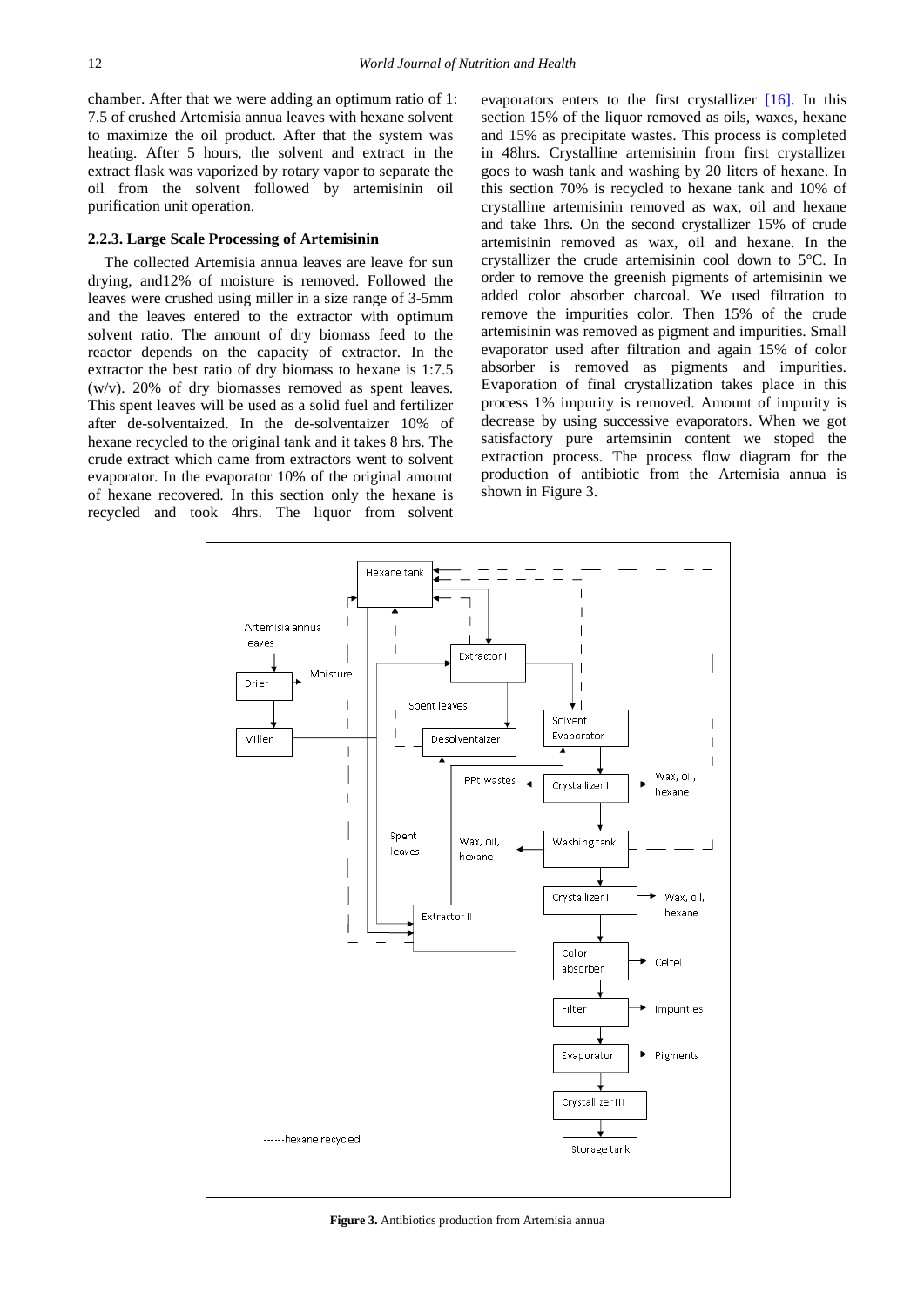chamber. After that we were adding an optimum ratio of 1: 7.5 of crushed Artemisia annua leaves with hexane solvent to maximize the oil product. After that the system was heating. After 5 hours, the solvent and extract in the extract flask was vaporized by rotary vapor to separate the oil from the solvent followed by artemisinin oil purification unit operation.

### 2.2.3. Large Scale Processing of Artemisinin

The collected Artemisia annua leaves are leave for sun drying, and12% of moisture is removed. Followed the leaves were crushed using miller in a size range of 3-5mm and the leaves entered to the extractor with optimum solvent ratio. The amount of dry biomass feed to the reactor depends on the capacity of extractor. In the extractor the best ratio of dry biomass to hexane is 1:7.5 (w/v). 20% of dry biomasses removed as spent leaves. This spent leaves will be used as a solid fuel and fertilizer after de-solventaized. In the de-solventaizer 10% of hexane recycled to the original tank and it takes 8 hrs. The crude extract which came from extractors went to solvent evaporator. In the evaporator 10% of the original amount of hexane recovered. In this section only the hexane is recycled and took 4hrs. The liquor from solvent evaporators enters to the first crystallizer [16]. In this section 15% of the liquor removed as oils, waxes, hexane and 15% as precipitate wastes. This process is completed in 48hrs. Crystalline artemisinin from first crystallizer goes to wash tank and washing by 20 liters of hexane. In this section 70% is recycled to hexane tank and 10% of crystalline artemisinin removed as wax, oil and hexane and take 1hrs. On the second crystallizer 15% of crude artemisinin removed as wax, oil and hexane. In the crystallizer the crude artemisinin cool down to 5°C. In order to remove the greenish pigments of artemisinin we added color absorber charcoal. We used filtration to remove the impurities color. Then 15% of the crude artemisinin was removed as pigment and impurities. Small evaporator used after filtration and again 15% of color absorber is removed as pigments and impurities. Evaporation of final crystallization takes place in this process 1% impurity is removed. Amount of impurity is decrease by using successive evaporators. When we got satisfactory pure artemsinin content we stoped the extraction process. The process flow diagram for the production of antibiotic from the Artemisia annua is shown in Figure 3.

**Figure 3.** Antibiotics production from Artemisia annua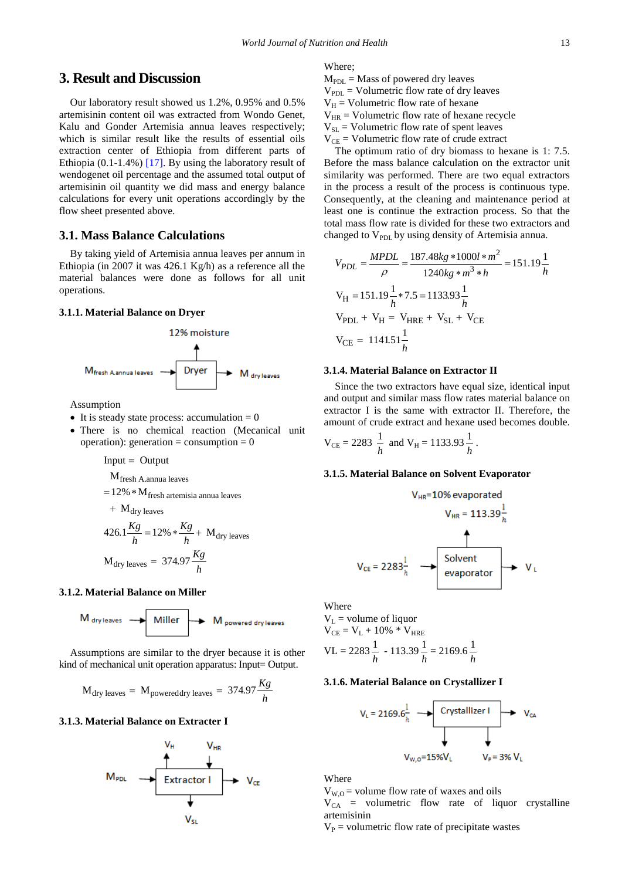## 3. Result and Discussion

Our laboratory result showed us 1.2%, 0.95% and 0.5% artemisinin content oil was extracted from Wondo Genet, Kalu and Gonder Artemisia annua leaves respectively; which is similar result like the results of essential oils extraction center of Ethiopia from different parts of Ethiopia (0.1-1.4%) [17]. By using the laboratory result of wendogenet oil percentage and the assumed total output of artemisinin oil quantity we did mass and energy balance calculations for every unit operations accordingly by the flow sheet presented above.

### 3.1. Mass Balance Calculations

By taking yield of Artemisia annua leaves per annum in Ethiopia (in 2007 it was 426.1 Kg/h) as a reference all the material balances were done as follows for all unit operations.

#### 3.1.1. Material Balance on Dryer

12% moisture

$M_{\text{fresh A.annua leaves}}$ → Dryer → $M_{\text{dry leaves}}$

Assumption

- It is steady state process: accumulation = 0
- There is no chemical reaction (Mecanical unit operation): generation = consumption = 0

Input = Output

$$M_{\text{fresh A.annua leaves}} = 12\% * M_{\text{fresh artemisia annua leaves}} + M_{\text{dry leaves}}$$

$$426.1\frac{Kg}{h} = 12\% * \frac{Kg}{h} + M_{\text{dry leaves}}$$

$$M_{\text{dry leaves}} = 374.97\frac{Kg}{h}$$

#### 3.1.2. Material Balance on Miller

$M_{\text{dry leaves}}$ → Miller → $M_{\text{powered dry leaves}}$

Assumptions are similar to the dryer because it is other kind of mechanical unit operation apparatus: Input= Output.

$$M_{\text{dry leaves}} = M_{\text{powereddry leaves}} = 374.97\frac{Kg}{h}$$

#### 3.1.3. Material Balance on Extracter I

$M_{PDL}$ → Extractor I → $V_{CE}$ (inputs $V_H$, $V_{HR}$; output $V_{SL}$)

Where;
$M_{PDL}$ = Mass of powered dry leaves
$V_{PDL}$ = Volumetric flow rate of dry leaves
$V_H$ = Volumetric flow rate of hexane
$V_{HR}$ = Volumetric flow rate of hexane recycle
$V_{SL}$ = Volumetric flow rate of spent leaves
$V_{CE}$ = Volumetric flow rate of crude extract

The optimum ratio of dry biomass to hexane is 1: 7.5. Before the mass balance calculation on the extractor unit similarity was performed. There are two equal extractors in the process a result of the process is continuous type. Consequently, at the cleaning and maintenance period at least one is continue the extraction process. So that the total mass flow rate is divided for these two extractors and changed to $V_{PDL}$ by using density of Artemisia annua.

$$V_{PDL} = \frac{MPDL}{\rho} = \frac{187.48kg * 1000l * m^2}{1240kg * m^3 * h} = 151.19\frac{1}{h}$$

$$V_H = 151.19\frac{1}{h} * 7.5 = 1133.93\frac{1}{h}$$

$$V_{PDL} + V_H = V_{HRE} + V_{SL} + V_{CE}$$

$$V_{CE} = 1141.51\frac{1}{h}$$

#### 3.1.4. Material Balance on Extractor II

Since the two extractors have equal size, identical input and output and similar mass flow rates material balance on extractor I is the same with extractor II. Therefore, the amount of crude extract and hexane used becomes double.

$$V_{CE} = 2283\frac{1}{h} \text{ and } V_H = 1133.93\frac{1}{h}.$$

#### 3.1.5. Material Balance on Solvent Evaporator

$V_{HR}$=10% evaporated
$V_{HR} = 113.39\frac{1}{h}$

$V_{CE} = 2283\frac{1}{h}$ → Solvent evaporator → $V_L$

Where
$V_L$ = volume of liquor
$V_{CE} = V_L + 10\% * V_{HRE}$

$$VL = 2283\frac{1}{h} - 113.39\frac{1}{h} = 2169.6\frac{1}{h}$$

#### 3.1.6. Material Balance on Crystallizer I

$V_L = 2169.6\frac{1}{h}$ → Crystallizer I → $V_{CA}$ (outputs $V_{W,O}$=15%$V_L$; $V_P$= 3% $V_L$)

Where
$V_{W,O}$ = volume flow rate of waxes and oils
$V_{CA}$ = volumetric flow rate of liquor crystalline artemisinin
$V_P$ = volumetric flow rate of precipitate wastes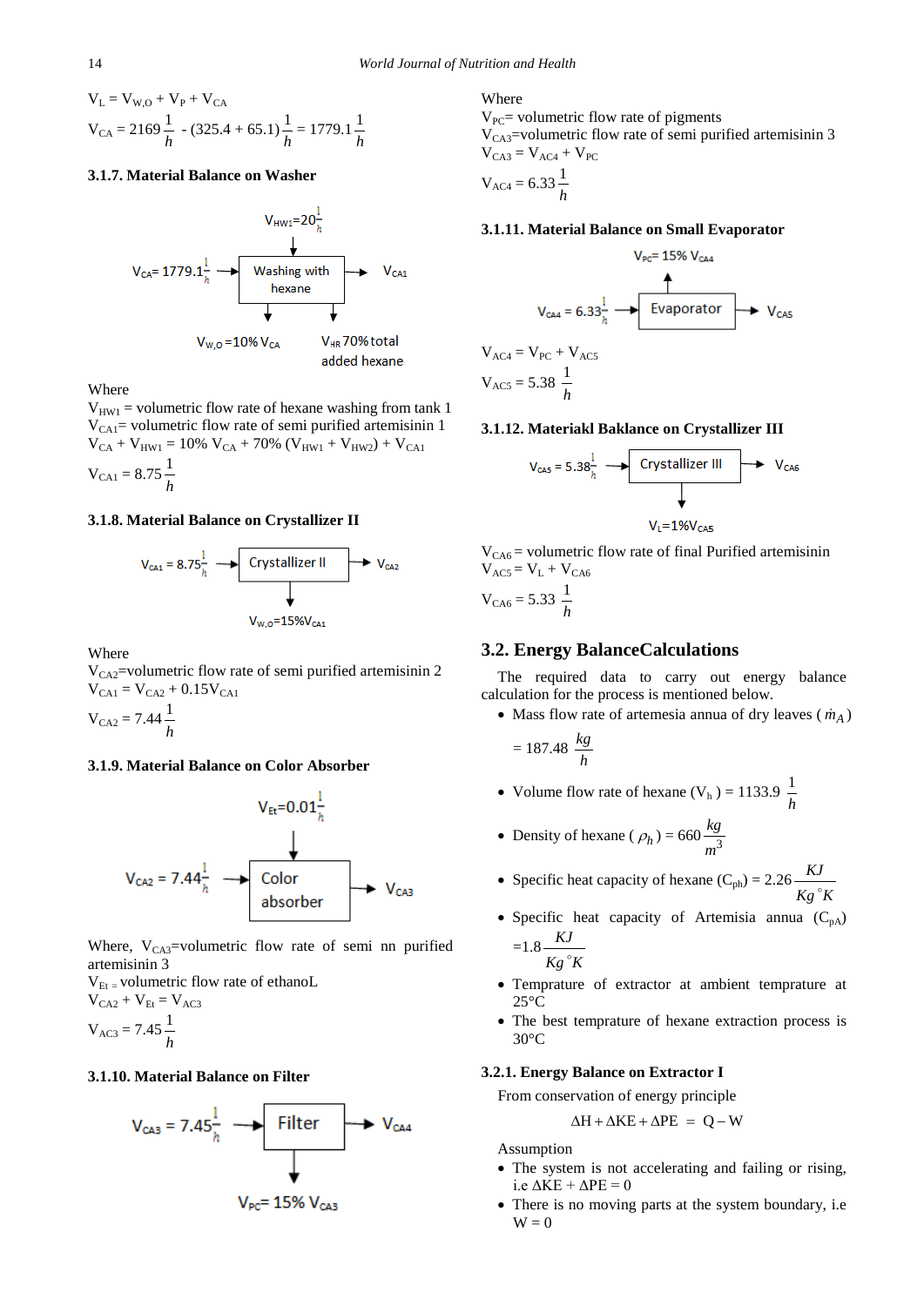$V_L = V_{W,O} + V_P + V_{CA}$

$$V_{CA} = 2169\frac{1}{h} - (325.4 + 65.1)\frac{1}{h} = 1779.1\frac{1}{h}$$

### 3.1.7. Material Balance on Washer

$V_{HW1} = 20\frac{1}{h}$

$V_{CA} = 1779.1\frac{1}{h}$ → Washing with hexane → $V_{CA1}$

$V_{W,O} = 10\% V_{CA}$ $V_{HR}$ 70% total added hexane

Where

$V_{HW1}$ = volumetric flow rate of hexane washing from tank 1

$V_{CA1}$ = volumetric flow rate of semi purified artemisinin 1

$V_{CA} + V_{HW1} = 10\% V_{CA} + 70\% (V_{HW1} + V_{HW2}) + V_{CA1}$

$$V_{CA1} = 8.75\frac{1}{h}$$

### 3.1.8. Material Balance on Crystallizer II

$V_{CA1} = 8.75\frac{1}{h}$ → Crystallizer II → $V_{CA2}$

$V_{W,O} = 15\% V_{CA1}$

Where

$V_{CA2}$ = volumetric flow rate of semi purified artemisinin 2

$V_{CA1} = V_{CA2} + 0.15 V_{CA1}$

$$V_{CA2} = 7.44\frac{1}{h}$$

### 3.1.9. Material Balance on Color Absorber

$V_{Et} = 0.01\frac{1}{h}$

$V_{CA2} = 7.44\frac{1}{h}$ → Color absorber → $V_{CA3}$

Where, $V_{CA3}$ = volumetric flow rate of semi nn purified artemisinin 3

$V_{Et}$ = volumetric flow rate of ethanoL

$V_{CA2} + V_{Et} = V_{AC3}$

$$V_{AC3} = 7.45\frac{1}{h}$$

### 3.1.10. Material Balance on Filter

$V_{CA3} = 7.45\frac{1}{h}$ → Filter → $V_{CA4}$

$V_{PC} = 15\% V_{CA3}$

Where

$V_{PC}$ = volumetric flow rate of pigments

$V_{CA3}$ = volumetric flow rate of semi purified artemisinin 3

$V_{CA3} = V_{AC4} + V_{PC}$

$$V_{AC4} = 6.33\frac{1}{h}$$

### 3.1.11. Material Balance on Small Evaporator

$V_{PC} = 15\% V_{CA4}$

$V_{CA4} = 6.33\frac{1}{h}$ → Evaporator → $V_{CA5}$

$V_{AC4} = V_{PC} + V_{AC5}$

$$V_{AC5} = 5.38\frac{1}{h}$$

### 3.1.12. Materiakl Baklance on Crystallizer III

$V_{CA5} = 5.38\frac{1}{h}$ → Crystallizer III → $V_{CA6}$

$V_L = 1\% V_{CA5}$

$V_{CA6}$ = volumetric flow rate of final Purified artemisinin

$V_{AC5} = V_L + V_{CA6}$

$$V_{CA6} = 5.33\frac{1}{h}$$

## 3.2. Energy BalanceCalculations

The required data to carry out energy balance calculation for the process is mentioned below.

- Mass flow rate of artemesia annua of dry leaves ($\dot{m}_A$) $= 187.48\frac{kg}{h}$
- Volume flow rate of hexane ($V_h$) $= 1133.9\frac{1}{h}$
- Density of hexane ($\rho_h$) $= 660\frac{kg}{m^3}$
- Specific heat capacity of hexane ($C_{ph}$) $= 2.26\frac{KJ}{Kg\,^\circ K}$
- Specific heat capacity of Artemisia annua ($C_{pA}$) $=1.8\frac{KJ}{Kg\,^\circ K}$
- Temprature of extractor at ambient temprature at 25°C
- The best temprature of hexane extraction process is 30°C

### 3.2.1. Energy Balance on Extractor I

From conservation of energy principle

$$\Delta H + \Delta KE + \Delta PE = Q - W$$

Assumption

- The system is not accelerating and failing or rising, i.e $\Delta KE + \Delta PE = 0$
- There is no moving parts at the system boundary, i.e $W = 0$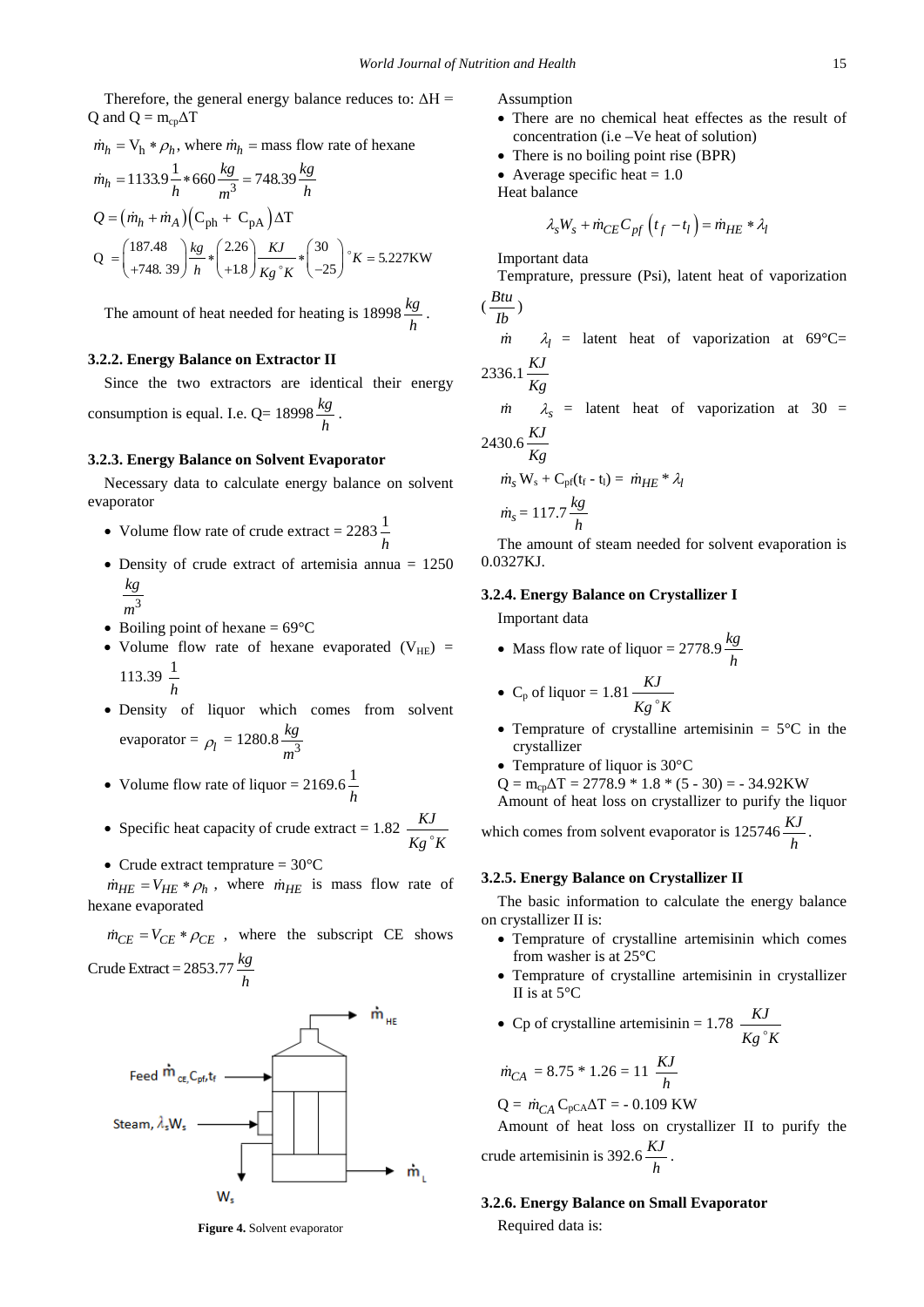Therefore, the general energy balance reduces to: $\Delta H = Q$ and $Q = m_{cp}\Delta T$

$\dot{m}_h = V_h * \rho_h$, where $\dot{m}_h$ = mass flow rate of hexane

$$\dot{m}_h = 1133.9\frac{1}{h} * 660\frac{kg}{m^3} = 748.39\frac{kg}{h}$$

$$Q = \left(\dot{m}_h + \dot{m}_A\right)\left(C_{ph} + C_{pA}\right)\Delta T$$

$$Q = \begin{pmatrix} 187.48 \\ +748.39 \end{pmatrix}\frac{kg}{h} * \begin{pmatrix} 2.26 \\ +1.8 \end{pmatrix}\frac{KJ}{Kg\,^{\circ}K} * \begin{pmatrix} 30 \\ -25 \end{pmatrix}{}^{\circ}K = 5.227\text{KW}$$

The amount of heat needed for heating is 18998 $\frac{kg}{h}$.

### 3.2.2. Energy Balance on Extractor II

Since the two extractors are identical their energy consumption is equal. I.e. Q= 18998 $\frac{kg}{h}$.

### 3.2.3. Energy Balance on Solvent Evaporator

Necessary data to calculate energy balance on solvent evaporator

- Volume flow rate of crude extract = 2283 $\frac{1}{h}$
- Density of crude extract of artemisia annua = 1250 $\frac{kg}{m^3}$
- Boiling point of hexane = 69°C
- Volume flow rate of hexane evaporated ($V_{HE}$) = 113.39 $\frac{1}{h}$
- Density of liquor which comes from solvent evaporator = $\rho_l$ = 1280.8 $\frac{kg}{m^3}$
- Volume flow rate of liquor = 2169.6 $\frac{1}{h}$
- Specific heat capacity of crude extract = 1.82 $\frac{KJ}{Kg\,^{\circ}K}$
- Crude extract temprature = 30°C

$\dot{m}_{HE} = V_{HE} * \rho_h$, where $\dot{m}_{HE}$ is mass flow rate of hexane evaporated

$\dot{m}_{CE} = V_{CE} * \rho_{CE}$, where the subscript CE shows Crude Extract = 2853.77 $\frac{kg}{h}$

**Figure 4.** Solvent evaporator

Assumption

- There are no chemical heat effectes as the result of concentration (i.e –Ve heat of solution)
- There is no boiling point rise (BPR)
- Average specific heat = 1.0

Heat balance

$$\lambda_s W_s + \dot{m}_{CE} C_{pf}\left(t_f - t_l\right) = \dot{m}_{HE} * \lambda_l$$

Important data

Temprature, pressure (Psi), latent heat of vaporization ($\frac{Btu}{Ib}$)

$\dot{m}$ $\lambda_l$ = latent heat of vaporization at 69°C= 2336.1 $\frac{KJ}{Kg}$

$\dot{m}$ $\lambda_s$ = latent heat of vaporization at 30 = 2430.6 $\frac{KJ}{Kg}$

$\dot{m}_s W_s + C_{pf}(t_f - t_l) = \dot{m}_{HE} * \lambda_l$

$\dot{m}_s = 117.7\frac{kg}{h}$

The amount of steam needed for solvent evaporation is 0.0327KJ.

### 3.2.4. Energy Balance on Crystallizer I

Important data

- Mass flow rate of liquor = 2778.9 $\frac{kg}{h}$
- $C_p$ of liquor = 1.81 $\frac{KJ}{Kg\,^{\circ}K}$
- Temprature of crystalline artemisinin = 5°C in the crystallizer
- Temprature of liquor is 30°C

$Q = m_{cp}\Delta T = 2778.9 * 1.8 * (5 - 30) = -34.92\text{KW}$

Amount of heat loss on crystallizer to purify the liquor which comes from solvent evaporator is 125746 $\frac{KJ}{h}$.

### 3.2.5. Energy Balance on Crystallizer II

The basic information to calculate the energy balance on crystallizer II is:

- Temprature of crystalline artemisinin which comes from washer is at 25°C
- Temprature of crystalline artemisinin in crystallizer II is at 5°C
- Cp of crystalline artemisinin = 1.78 $\frac{KJ}{Kg\,^{\circ}K}$

$\dot{m}_{CA}$ = 8.75 * 1.26 = 11 $\frac{KJ}{h}$

$Q = \dot{m}_{CA} C_{pCA}\Delta T = -0.109$ KW

Amount of heat loss on crystallizer II to purify the crude artemisinin is 392.6 $\frac{KJ}{h}$.

### 3.2.6. Energy Balance on Small Evaporator

Required data is: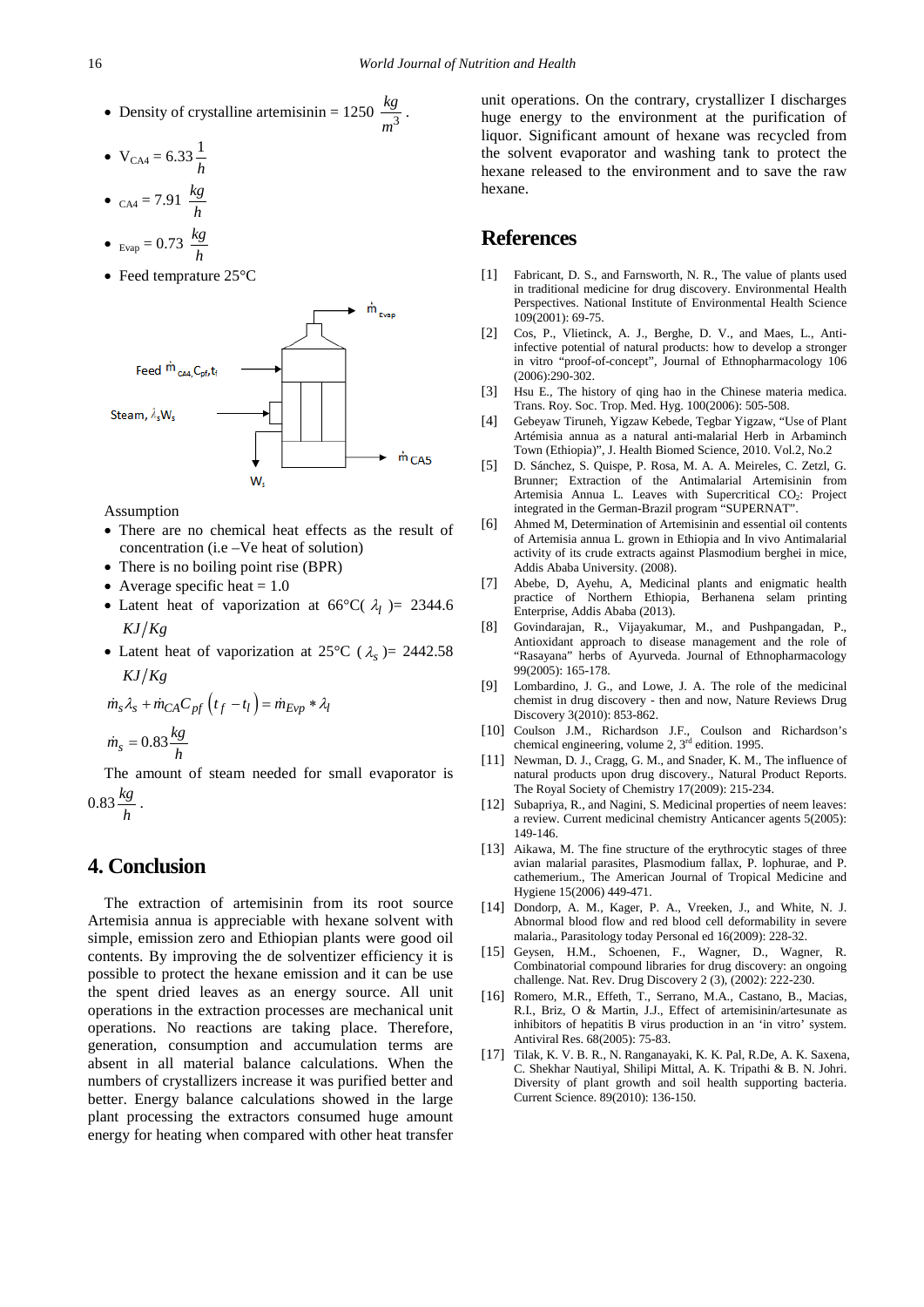- Density of crystalline artemisinin = 1250 $\frac{kg}{m^3}$.
- $V_{CA4} = 6.33 \frac{1}{h}$
- $_{CA4} = 7.91 \frac{kg}{h}$
- $_{Evap} = 0.73 \frac{kg}{h}$
- Feed temprature 25°C

$\dot{m}_{Evap}$

Feed $\dot{m}_{CA4}, C_{pf}, t_f$

Steam, $\lambda_s W_s$

$\dot{m}_{CA5}$

$W_s$

Assumption

- There are no chemical heat effects as the result of concentration (i.e –Ve heat of solution)
- There is no boiling point rise (BPR)
- Average specific heat = 1.0
- Latent heat of vaporization at 66°C( $\lambda_l$ )= 2344.6 $KJ/Kg$
- Latent heat of vaporization at 25°C ( $\lambda_s$ )= 2442.58 $KJ/Kg$

$$\dot{m}_s \lambda_s + \dot{m}_{CA} C_{pf} \left(t_f - t_l\right) = \dot{m}_{Evp} * \lambda_l$$

$$\dot{m}_s = 0.83 \frac{kg}{h}$$

The amount of steam needed for small evaporator is $0.83 \frac{kg}{h}$.

## 4. Conclusion

The extraction of artemisinin from its root source Artemisia annua is appreciable with hexane solvent with simple, emission zero and Ethiopian plants were good oil contents. By improving the de solventizer efficiency it is possible to protect the hexane emission and it can be use the spent dried leaves as an energy source. All unit operations in the extraction processes are mechanical unit operations. No reactions are taking place. Therefore, generation, consumption and accumulation terms are absent in all material balance calculations. When the numbers of crystallizers increase it was purified better and better. Energy balance calculations showed in the large plant processing the extractors consumed huge amount energy for heating when compared with other heat transfer unit operations. On the contrary, crystallizer I discharges huge energy to the environment at the purification of liquor. Significant amount of hexane was recycled from the solvent evaporator and washing tank to protect the hexane released to the environment and to save the raw hexane.

## References

[1] Fabricant, D. S., and Farnsworth, N. R., The value of plants used in traditional medicine for drug discovery. Environmental Health Perspectives. National Institute of Environmental Health Science 109(2001): 69-75.

[2] Cos, P., Vlietinck, A. J., Berghe, D. V., and Maes, L., Anti-infective potential of natural products: how to develop a stronger in vitro "proof-of-concept", Journal of Ethnopharmacology 106 (2006):290-302.

[3] Hsu E., The history of qing hao in the Chinese materia medica. Trans. Roy. Soc. Trop. Med. Hyg. 100(2006): 505-508.

[4] Gebeyaw Tiruneh, Yigzaw Kebede, Tegbar Yigzaw, "Use of Plant Artémisia annua as a natural anti-malarial Herb in Arbaminch Town (Ethiopia)", J. Health Biomed Science, 2010. Vol.2, No.2

[5] D. Sánchez, S. Quispe, P. Rosa, M. A. A. Meireles, C. Zetzl, G. Brunner; Extraction of the Antimalarial Artemisinin from Artemisia Annua L. Leaves with Supercritical $CO_2$: Project integrated in the German-Brazil program "SUPERNAT".

[6] Ahmed M, Determination of Artemisinin and essential oil contents of Artemisia annua L. grown in Ethiopia and In vivo Antimalarial activity of its crude extracts against Plasmodium berghei in mice, Addis Ababa University. (2008).

[7] Abebe, D, Ayehu, A, Medicinal plants and enigmatic health practice of Northern Ethiopia, Berhanena selam printing Enterprise, Addis Ababa (2013).

[8] Govindarajan, R., Vijayakumar, M., and Pushpangadan, P., Antioxidant approach to disease management and the role of "Rasayana" herbs of Ayurveda. Journal of Ethnopharmacology 99(2005): 165-178.

[9] Lombardino, J. G., and Lowe, J. A. The role of the medicinal chemist in drug discovery - then and now, Nature Reviews Drug Discovery 3(2010): 853-862.

[10] Coulson J.M., Richardson J.F., Coulson and Richardson's chemical engineering, volume 2, 3rd edition. 1995.

[11] Newman, D. J., Cragg, G. M., and Snader, K. M., The influence of natural products upon drug discovery., Natural Product Reports. The Royal Society of Chemistry 17(2009): 215-234.

[12] Subapriya, R., and Nagini, S. Medicinal properties of neem leaves: a review. Current medicinal chemistry Anticancer agents 5(2005): 149-146.

[13] Aikawa, M. The fine structure of the erythrocytic stages of three avian malarial parasites, Plasmodium fallax, P. lophurae, and P. cathemerium., The American Journal of Tropical Medicine and Hygiene 15(2006) 449-471.

[14] Dondorp, A. M., Kager, P. A., Vreeken, J., and White, N. J. Abnormal blood flow and red blood cell deformability in severe malaria., Parasitology today Personal ed 16(2009): 228-32.

[15] Geysen, H.M., Schoenen, F., Wagner, D., Wagner, R. Combinatorial compound libraries for drug discovery: an ongoing challenge. Nat. Rev. Drug Discovery 2 (3), (2002): 222-230.

[16] Romero, M.R., Effeth, T., Serrano, M.A., Castano, B., Macias, R.I., Briz, O & Martin, J.J., Effect of artemisinin/artesunate as inhibitors of hepatitis B virus production in an 'in vitro' system. Antiviral Res. 68(2005): 75-83.

[17] Tilak, K. V. B. R., N. Ranganayaki, K. K. Pal, R.De, A. K. Saxena, C. Shekhar Nautiyal, Shilipi Mittal, A. K. Tripathi & B. N. Johri. Diversity of plant growth and soil health supporting bacteria. Current Science. 89(2010): 136-150.